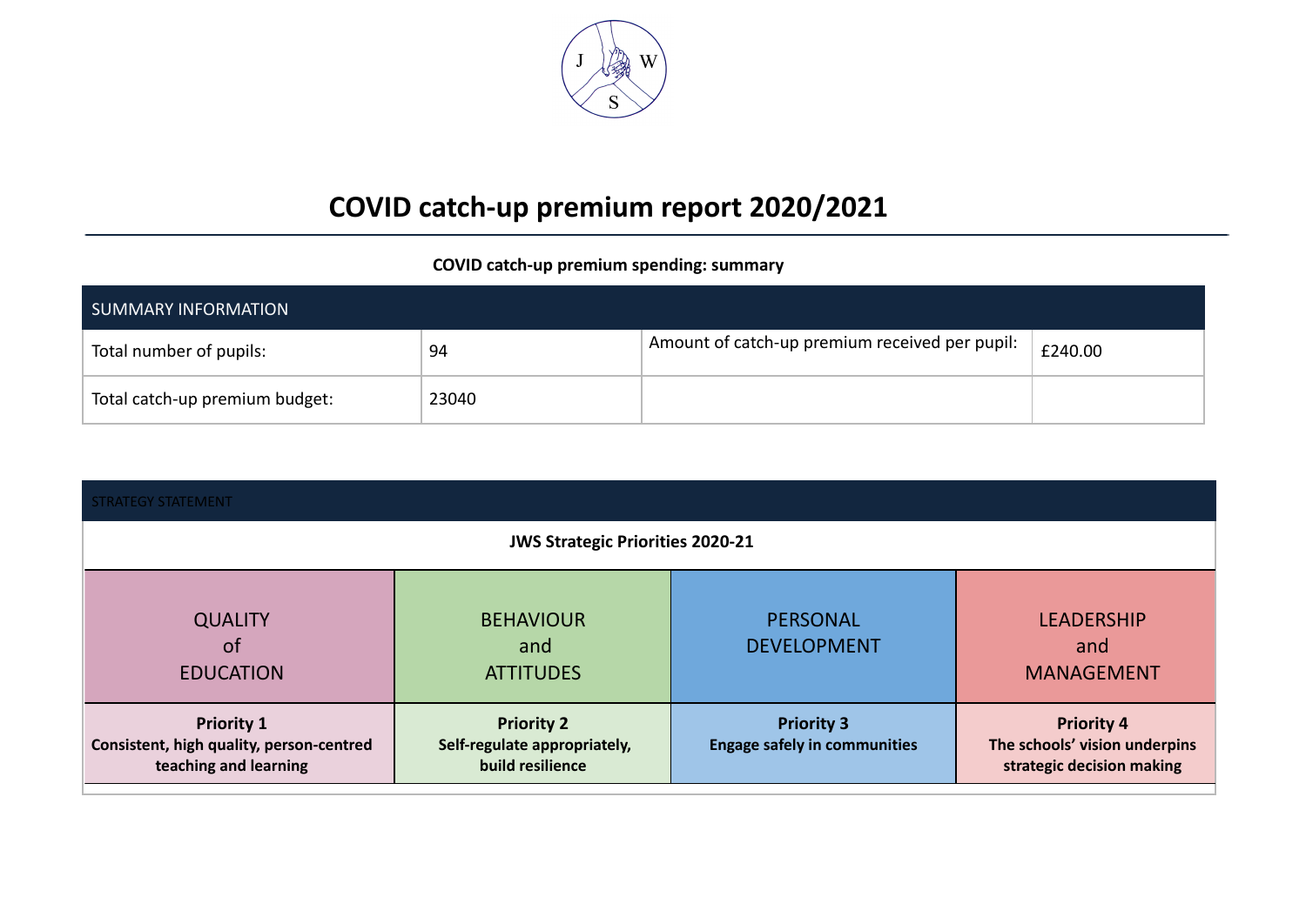# COVID catch-up premium report 2020/2021

**COVID catch-up premium spending: summary**

| SUMMARY INFORMATION | | | |
|---|---|---|---|
| Total number of pupils: | 94 | Amount of catch-up premium received per pupil: | £240.00 |
| Total catch-up premium budget: | 23040 | | |

| STRATEGY STATEMENT | | | |
|---|---|---|---|
| **JWS Strategic Priorities 2020-21** | | | |
| QUALITY of EDUCATION | BEHAVIOUR and ATTITUDES | PERSONAL DEVELOPMENT | LEADERSHIP and MANAGEMENT |
| **Priority 1** **Consistent, high quality, person-centred teaching and learning** | **Priority 2** **Self-regulate appropriately, build resilience** | **Priority 3** **Engage safely in communities** | **Priority 4** **The schools' vision underpins strategic decision making** |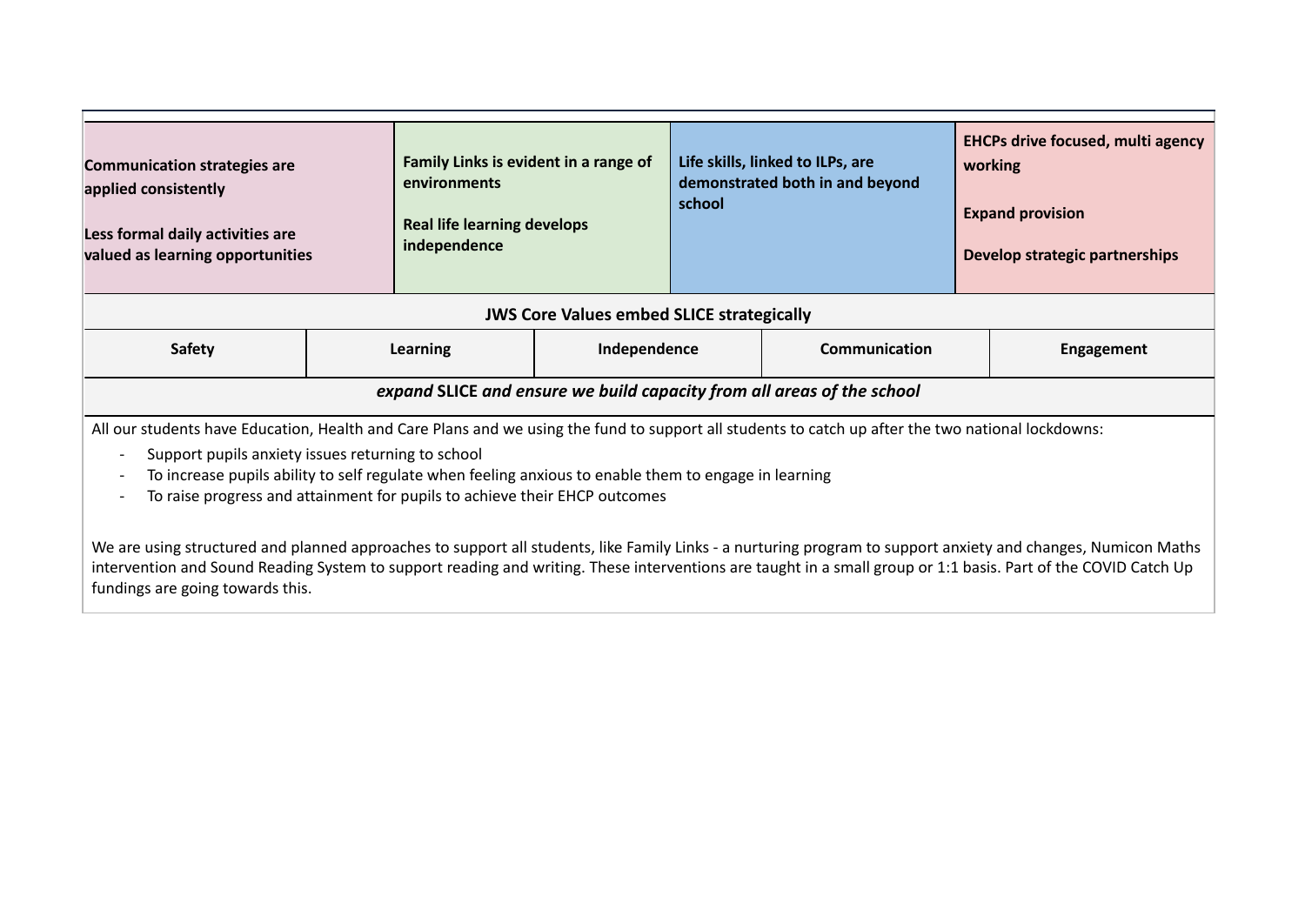| Communication strategies are applied consistently<br><br>Less formal daily activities are valued as learning opportunities | Family Links is evident in a range of environments<br><br>Real life learning develops independence | Life skills, linked to ILPs, are demonstrated both in and beyond school | EHCPs drive focused, multi agency working<br><br>Expand provision<br><br>Develop strategic partnerships |
|---|---|---|---|

**JWS Core Values embed SLICE strategically**

| Safety | Learning | Independence | Communication | Engagement |
|---|---|---|---|---|

***expand* SLICE *and ensure we build capacity from all areas of the school***

All our students have Education, Health and Care Plans and we using the fund to support all students to catch up after the two national lockdowns:

- Support pupils anxiety issues returning to school
- To increase pupils ability to self regulate when feeling anxious to enable them to engage in learning
- To raise progress and attainment for pupils to achieve their EHCP outcomes

We are using structured and planned approaches to support all students, like Family Links - a nurturing program to support anxiety and changes, Numicon Maths intervention and Sound Reading System to support reading and writing. These interventions are taught in a small group or 1:1 basis. Part of the COVID Catch Up fundings are going towards this.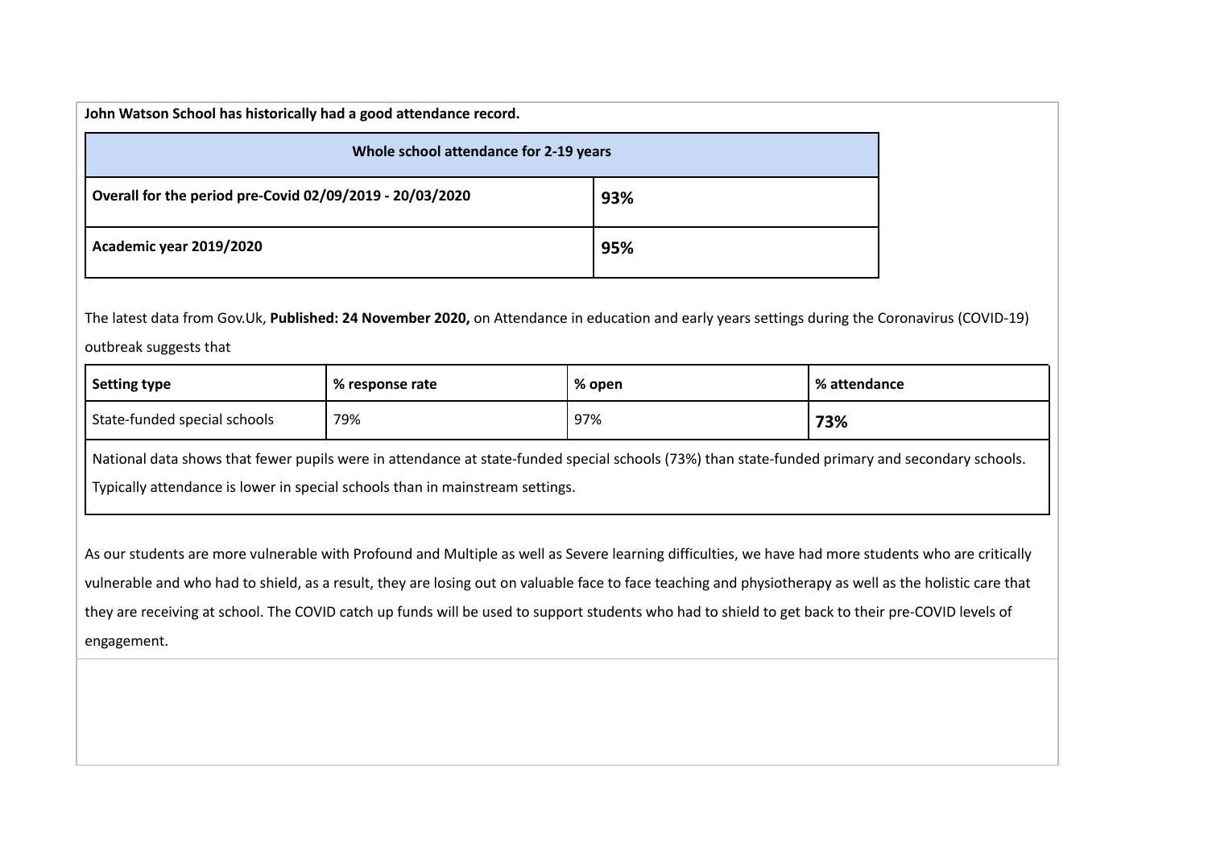**John Watson School has historically had a good attendance record.**

| **Whole school attendance for 2-19 years** | |
|---|---|
| **Overall for the period pre-Covid 02/09/2019 - 20/03/2020** | **93%** |
| **Academic year 2019/2020** | **95%** |

The latest data from Gov.Uk, **Published: 24 November 2020,** on Attendance in education and early years settings during the Coronavirus (COVID-19) outbreak suggests that

| **Setting type** | **% response rate** | **% open** | **% attendance** |
|---|---|---|---|
| State-funded special schools | 79% | 97% | **73%** |
| National data shows that fewer pupils were in attendance at state-funded special schools (73%) than state-funded primary and secondary schools. Typically attendance is lower in special schools than in mainstream settings. | | | |

As our students are more vulnerable with Profound and Multiple as well as Severe learning difficulties, we have had more students who are critically vulnerable and who had to shield, as a result, they are losing out on valuable face to face teaching and physiotherapy as well as the holistic care that they are receiving at school. The COVID catch up funds will be used to support students who had to shield to get back to their pre-COVID levels of engagement.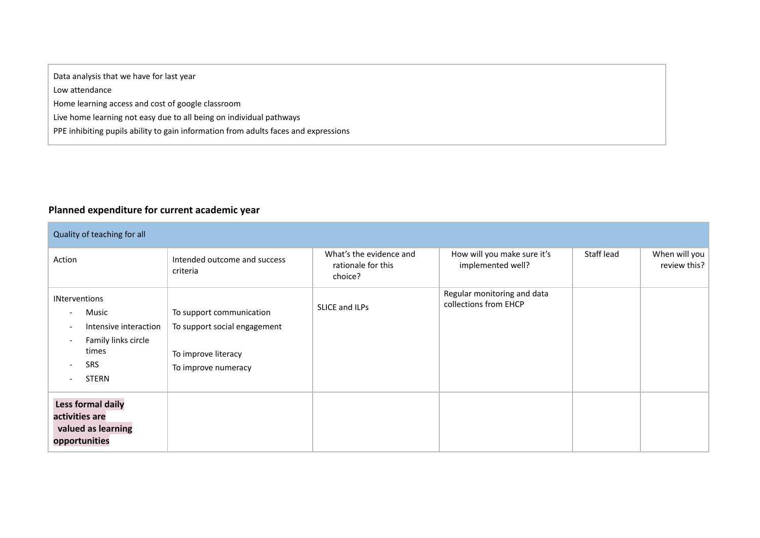| Data analysis that we have for last year |
| --- |
| Low attendance<br>Home learning access and cost of google classroom<br>Live home learning not easy due to all being on individual pathways<br>PPE inhibiting pupils ability to gain information from adults faces and expressions |

## Planned expenditure for current academic year

| Quality of teaching for all | | | | | |
| --- | --- | --- | --- | --- | --- |
| Action | Intended outcome and success criteria | What's the evidence and rationale for this choice? | How will you make sure it's implemented well? | Staff lead | When will you review this? |
| INterventions<br>- Music<br>- Intensive interaction<br>- Family links circle times<br>- SRS<br>- STERN | To support communication<br>To support social engagement<br><br>To improve literacy<br>To improve numeracy | SLICE and ILPs | Regular monitoring and data collections from EHCP | | |
| **Less formal daily activities are valued as learning opportunities** | | | | | |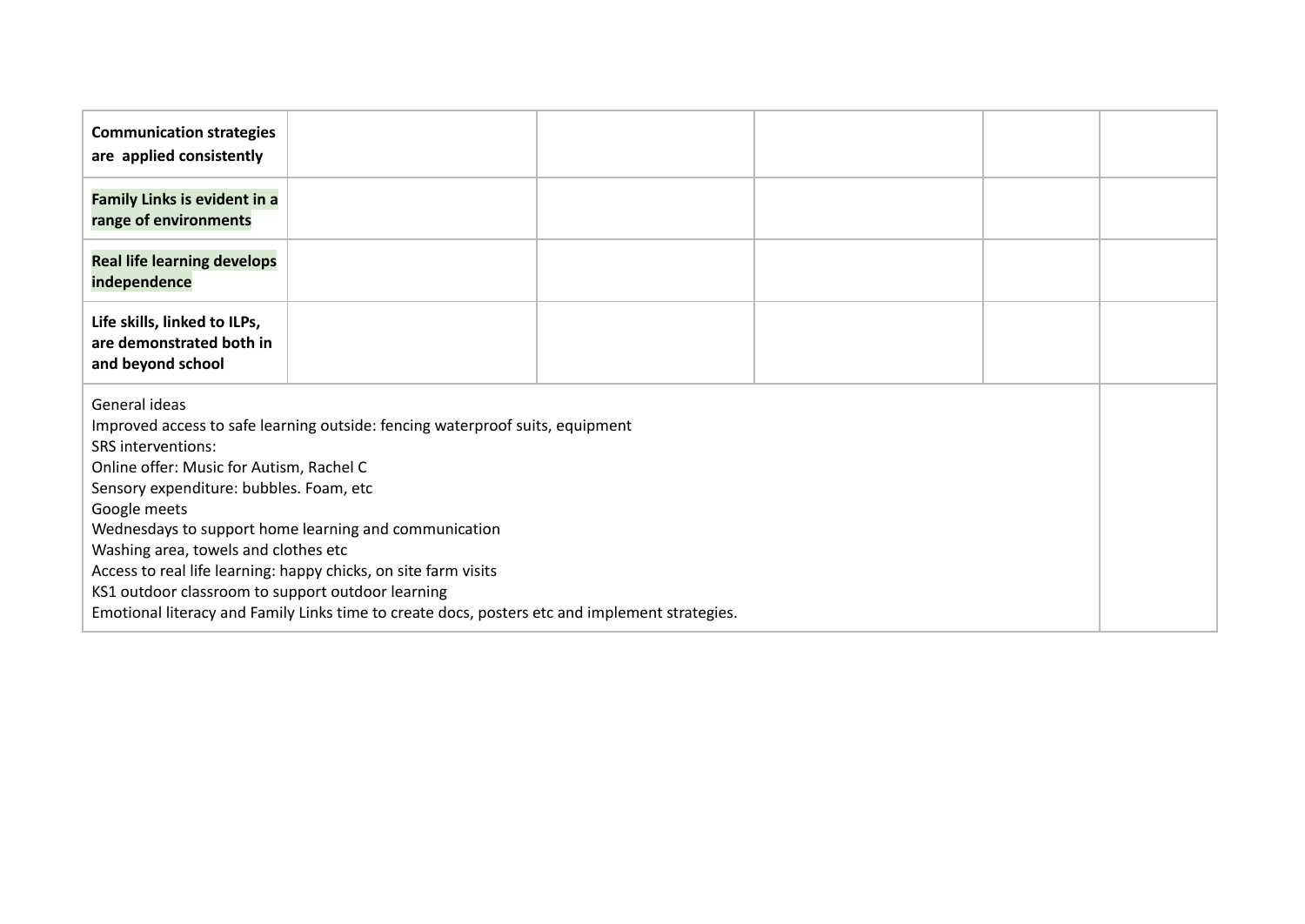| | | | | | |
|---|---|---|---|---|---|
| **Communication strategies are applied consistently** | | | | | |
| **Family Links is evident in a range of environments** | | | | | |
| **Real life learning develops independence** | | | | | |
| **Life skills, linked to ILPs, are demonstrated both in and beyond school** | | | | | |
| General ideas<br>Improved access to safe learning outside: fencing waterproof suits, equipment<br>SRS interventions:<br>Online offer: Music for Autism, Rachel C<br>Sensory expenditure: bubbles. Foam, etc<br>Google meets<br>Wednesdays to support home learning and communication<br>Washing area, towels and clothes etc<br>Access to real life learning: happy chicks, on site farm visits<br>KS1 outdoor classroom to support outdoor learning<br>Emotional literacy and Family Links time to create docs, posters etc and implement strategies. | | | | | |